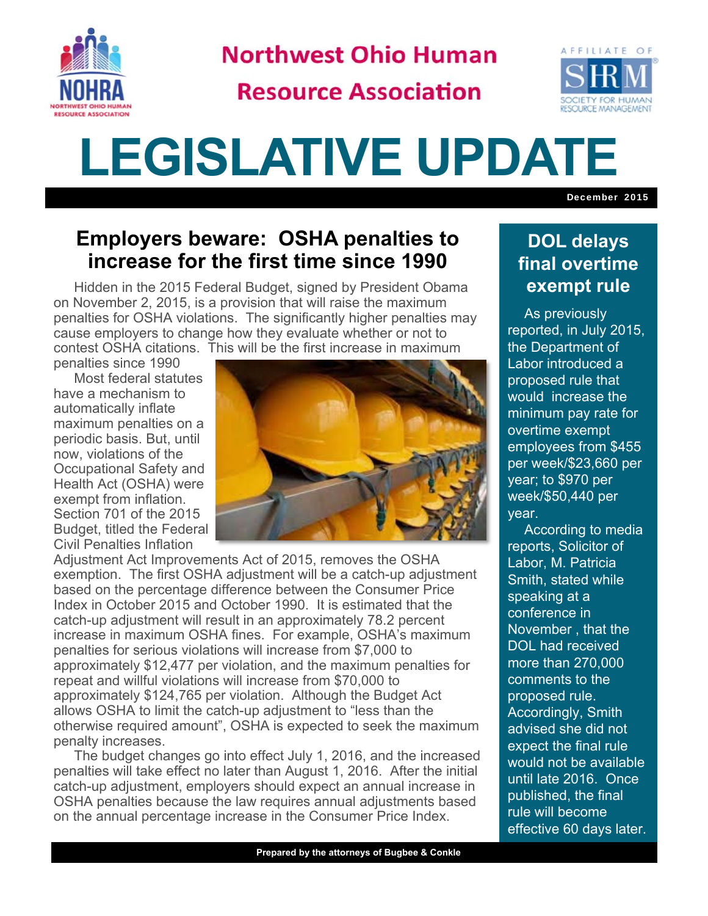Northwest Ohio Human Resource Association

# LEGISLATIVE UPDATE

December 2015

## Employers beware: OSHA penalties to increase for the first time since 1990

Hidden in the 2015 Federal Budget, signed by President Obama on November 2, 2015, is a provision that will raise the maximum penalties for OSHA violations. The significantly higher penalties may cause employers to change how they evaluate whether or not to contest OSHA citations. This will be the first increase in maximum penalties since 1990

Most federal statutes have a mechanism to automatically inflate maximum penalties on a periodic basis. But, until now, violations of the Occupational Safety and Health Act (OSHA) were exempt from inflation. Section 701 of the 2015 Budget, titled the Federal Civil Penalties Inflation Adjustment Act Improvements Act of 2015, removes the OSHA exemption. The first OSHA adjustment will be a catch-up adjustment based on the percentage difference between the Consumer Price Index in October 2015 and October 1990. It is estimated that the catch-up adjustment will result in an approximately 78.2 percent increase in maximum OSHA fines. For example, OSHA's maximum penalties for serious violations will increase from $7,000 to approximately $12,477 per violation, and the maximum penalties for repeat and willful violations will increase from $70,000 to approximately $124,765 per violation. Although the Budget Act allows OSHA to limit the catch-up adjustment to "less than the otherwise required amount", OSHA is expected to seek the maximum penalty increases.

The budget changes go into effect July 1, 2016, and the increased penalties will take effect no later than August 1, 2016. After the initial catch-up adjustment, employers should expect an annual increase in OSHA penalties because the law requires annual adjustments based on the annual percentage increase in the Consumer Price Index.

## DOL delays final overtime exempt rule

As previously reported, in July 2015, the Department of Labor introduced a proposed rule that would increase the minimum pay rate for overtime exempt employees from $455 per week/$23,660 per year; to $970 per week/$50,440 per year.

According to media reports, Solicitor of Labor, M. Patricia Smith, stated while speaking at a conference in November , that the DOL had received more than 270,000 comments to the proposed rule. Accordingly, Smith advised she did not expect the final rule would not be available until late 2016. Once published, the final rule will become effective 60 days later.

Prepared by the attorneys of Bugbee & Conkle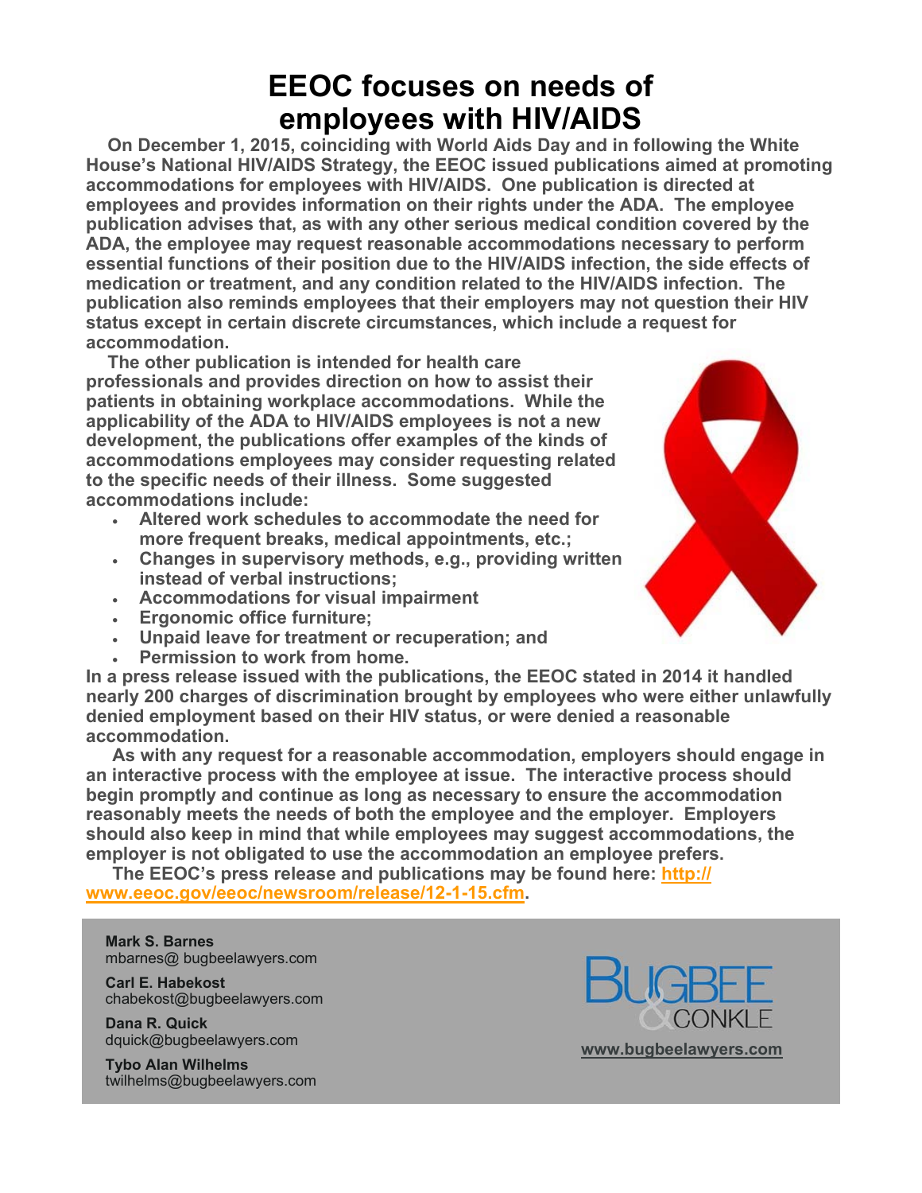# EEOC focuses on needs of employees with HIV/AIDS

**On December 1, 2015, coinciding with World Aids Day and in following the White House's National HIV/AIDS Strategy, the EEOC issued publications aimed at promoting accommodations for employees with HIV/AIDS. One publication is directed at employees and provides information on their rights under the ADA. The employee publication advises that, as with any other serious medical condition covered by the ADA, the employee may request reasonable accommodations necessary to perform essential functions of their position due to the HIV/AIDS infection, the side effects of medication or treatment, and any condition related to the HIV/AIDS infection. The publication also reminds employees that their employers may not question their HIV status except in certain discrete circumstances, which include a request for accommodation.**

**The other publication is intended for health care professionals and provides direction on how to assist their patients in obtaining workplace accommodations. While the applicability of the ADA to HIV/AIDS employees is not a new development, the publications offer examples of the kinds of accommodations employees may consider requesting related to the specific needs of their illness. Some suggested accommodations include:**

- **Altered work schedules to accommodate the need for more frequent breaks, medical appointments, etc.;**
- **Changes in supervisory methods, e.g., providing written instead of verbal instructions;**
- **Accommodations for visual impairment**
- **Ergonomic office furniture;**
- **Unpaid leave for treatment or recuperation; and**
- **Permission to work from home.**

**In a press release issued with the publications, the EEOC stated in 2014 it handled nearly 200 charges of discrimination brought by employees who were either unlawfully denied employment based on their HIV status, or were denied a reasonable accommodation.**

**As with any request for a reasonable accommodation, employers should engage in an interactive process with the employee at issue. The interactive process should begin promptly and continue as long as necessary to ensure the accommodation reasonably meets the needs of both the employee and the employer. Employers should also keep in mind that while employees may suggest accommodations, the employer is not obligated to use the accommodation an employee prefers.**

**The EEOC's press release and publications may be found here: [http://www.eeoc.gov/eeoc/newsroom/release/12-1-15.cfm](http://www.eeoc.gov/eeoc/newsroom/release/12-1-15.cfm).**

**Mark S. Barnes**
mbarnes@ bugbeelawyers.com

**Carl E. Habekost**
chabekost@bugbeelawyers.com

**Dana R. Quick**
dquick@bugbeelawyers.com

**Tybo Alan Wilhelms**
twilhelms@bugbeelawyers.com

BUGBEE & CONKLE

[www.bugbeelawyers.com](http://www.bugbeelawyers.com)